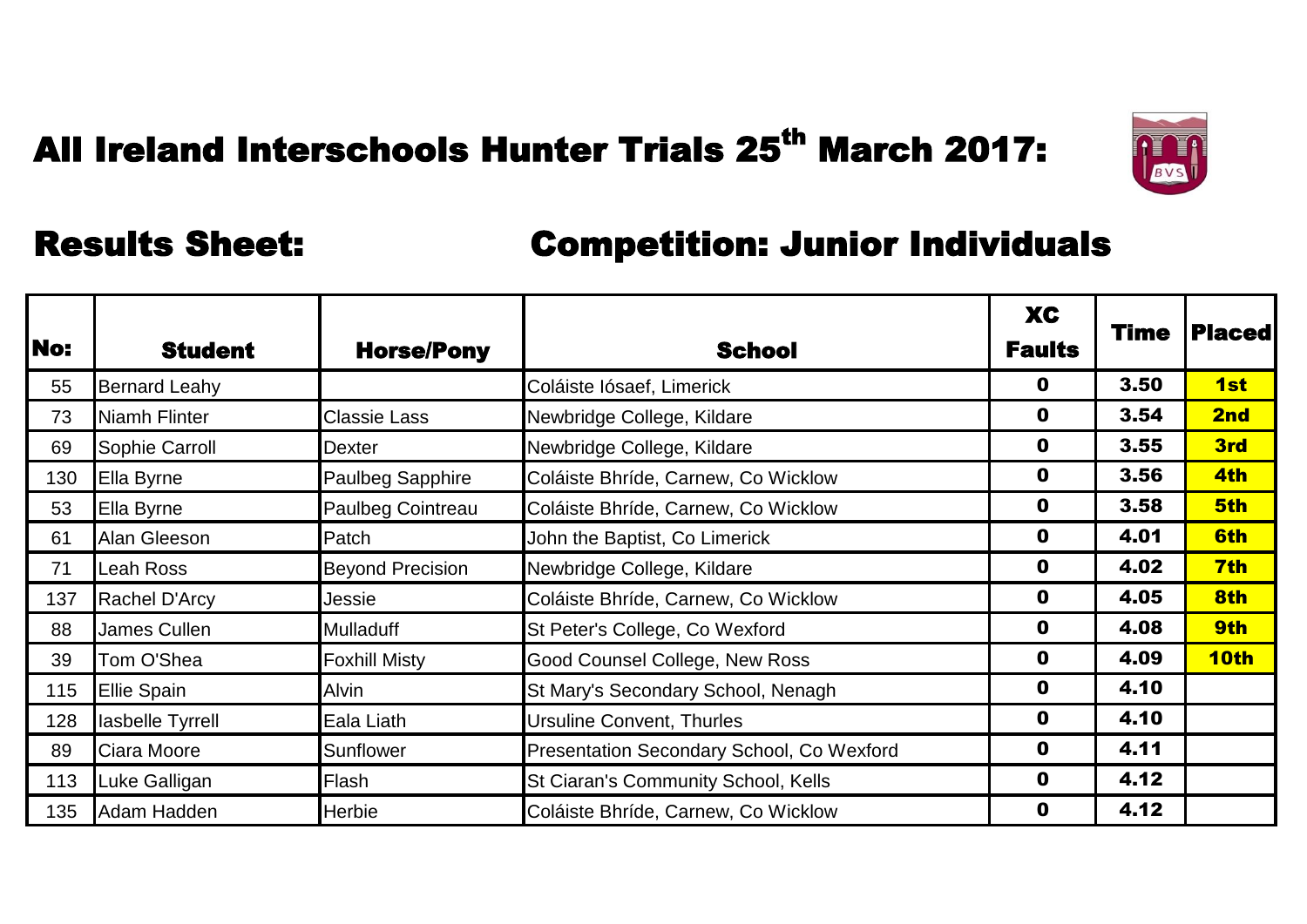# All Ireland Interschools Hunter Trials 25th March 2017:

## Results Sheet: Competition: Junior Individuals

| No: | Student | Horse/Pony | School | XC Faults | Time | Placed |
|---|---|---|---|---|---|---|
| 55 | Bernard Leahy | | Coláiste Iósaef, Limerick | 0 | 3.50 | 1st |
| 73 | Niamh Flinter | Classie Lass | Newbridge College, Kildare | 0 | 3.54 | 2nd |
| 69 | Sophie Carroll | Dexter | Newbridge College, Kildare | 0 | 3.55 | 3rd |
| 130 | Ella Byrne | Paulbeg Sapphire | Coláiste Bhríde, Carnew, Co Wicklow | 0 | 3.56 | 4th |
| 53 | Ella Byrne | Paulbeg Cointreau | Coláiste Bhríde, Carnew, Co Wicklow | 0 | 3.58 | 5th |
| 61 | Alan Gleeson | Patch | John the Baptist, Co Limerick | 0 | 4.01 | 6th |
| 71 | Leah Ross | Beyond Precision | Newbridge College, Kildare | 0 | 4.02 | 7th |
| 137 | Rachel D'Arcy | Jessie | Coláiste Bhríde, Carnew, Co Wicklow | 0 | 4.05 | 8th |
| 88 | James Cullen | Mulladuff | St Peter's College, Co Wexford | 0 | 4.08 | 9th |
| 39 | Tom O'Shea | Foxhill Misty | Good Counsel College, New Ross | 0 | 4.09 | 10th |
| 115 | Ellie Spain | Alvin | St Mary's Secondary School, Nenagh | 0 | 4.10 | |
| 128 | Iasbelle Tyrrell | Eala Liath | Ursuline Convent, Thurles | 0 | 4.10 | |
| 89 | Ciara Moore | Sunflower | Presentation Secondary School, Co Wexford | 0 | 4.11 | |
| 113 | Luke Galligan | Flash | St Ciaran's Community School, Kells | 0 | 4.12 | |
| 135 | Adam Hadden | Herbie | Coláiste Bhríde, Carnew, Co Wicklow | 0 | 4.12 | |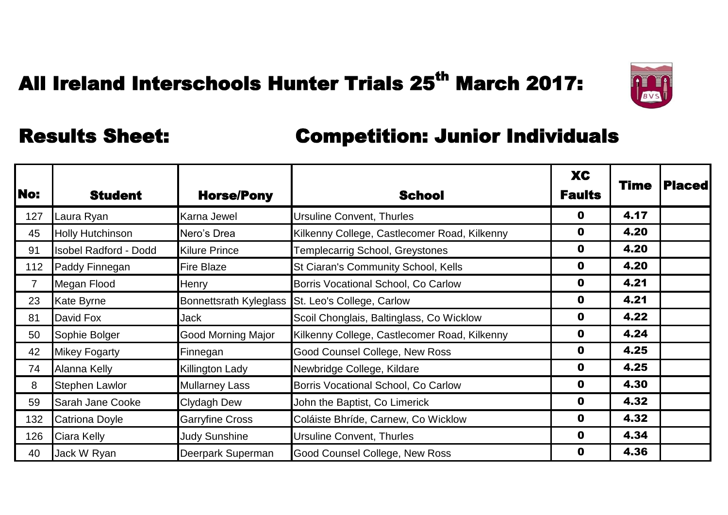# All Ireland Interschools Hunter Trials 25th March 2017:

## Results Sheet: Competition: Junior Individuals

| No: | Student | Horse/Pony | School | XC Faults | Time | Placed |
|---|---|---|---|---|---|---|
| 127 | Laura Ryan | Karna Jewel | Ursuline Convent, Thurles | 0 | 4.17 | |
| 45 | Holly Hutchinson | Nero's Drea | Kilkenny College, Castlecomer Road, Kilkenny | 0 | 4.20 | |
| 91 | Isobel Radford - Dodd | Kilure Prince | Templecarrig School, Greystones | 0 | 4.20 | |
| 112 | Paddy Finnegan | Fire Blaze | St Ciaran's Community School, Kells | 0 | 4.20 | |
| 7 | Megan Flood | Henry | Borris Vocational School, Co Carlow | 0 | 4.21 | |
| 23 | Kate Byrne | Bonnettsrath Kyleglass | St. Leo's College, Carlow | 0 | 4.21 | |
| 81 | David Fox | Jack | Scoil Chonglais, Baltinglass, Co Wicklow | 0 | 4.22 | |
| 50 | Sophie Bolger | Good Morning Major | Kilkenny College, Castlecomer Road, Kilkenny | 0 | 4.24 | |
| 42 | Mikey Fogarty | Finnegan | Good Counsel College, New Ross | 0 | 4.25 | |
| 74 | Alanna Kelly | Killington Lady | Newbridge College, Kildare | 0 | 4.25 | |
| 8 | Stephen Lawlor | Mullarney Lass | Borris Vocational School, Co Carlow | 0 | 4.30 | |
| 59 | Sarah Jane Cooke | Clydagh Dew | John the Baptist, Co Limerick | 0 | 4.32 | |
| 132 | Catriona Doyle | Garryfine Cross | Coláiste Bhríde, Carnew, Co Wicklow | 0 | 4.32 | |
| 126 | Ciara Kelly | Judy Sunshine | Ursuline Convent, Thurles | 0 | 4.34 | |
| 40 | Jack W Ryan | Deerpark Superman | Good Counsel College, New Ross | 0 | 4.36 | |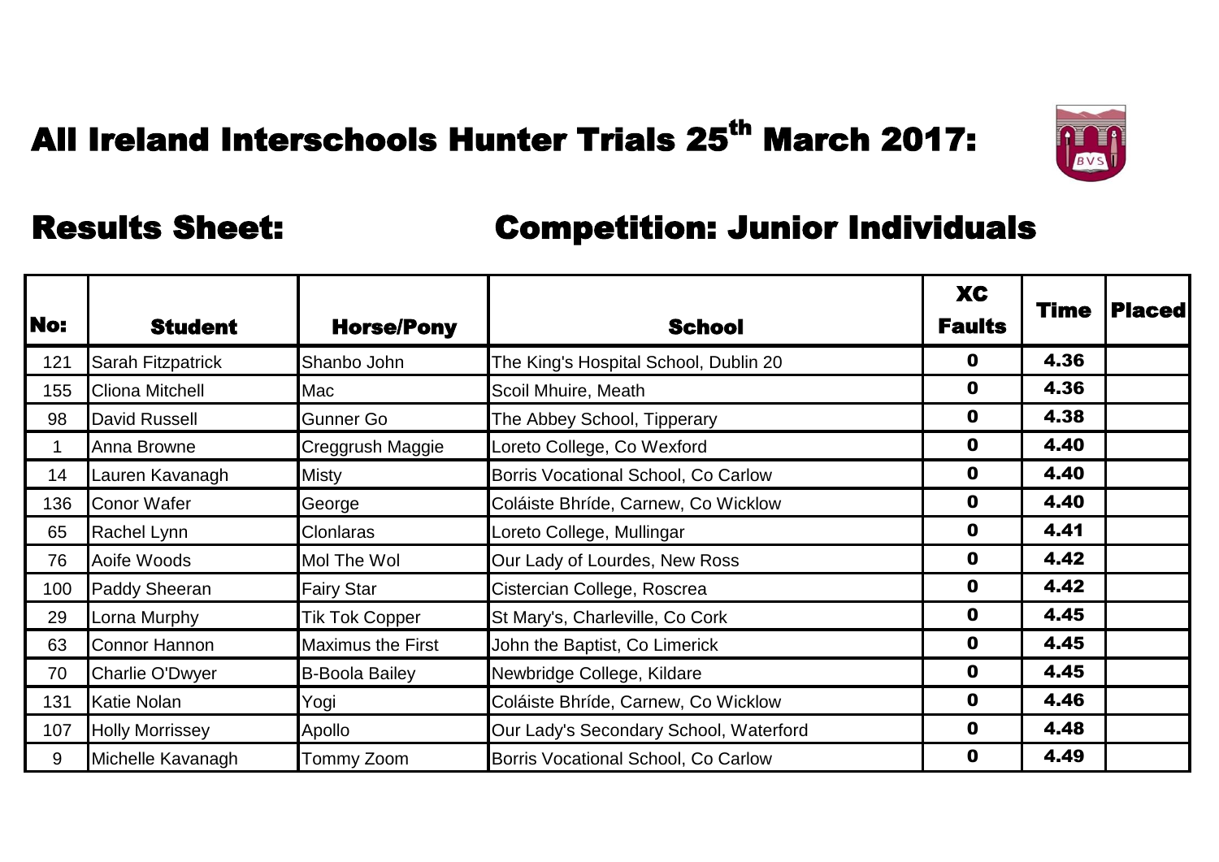# All Ireland Interschools Hunter Trials 25th March 2017:

## Results Sheet: Competition: Junior Individuals

| No: | Student | Horse/Pony | School | XC Faults | Time | Placed |
|---|---|---|---|---|---|---|
| 121 | Sarah Fitzpatrick | Shanbo John | The King's Hospital School, Dublin 20 | 0 | 4.36 | |
| 155 | Cliona Mitchell | Mac | Scoil Mhuire, Meath | 0 | 4.36 | |
| 98 | David Russell | Gunner Go | The Abbey School, Tipperary | 0 | 4.38 | |
| 1 | Anna Browne | Creggrush Maggie | Loreto College, Co Wexford | 0 | 4.40 | |
| 14 | Lauren Kavanagh | Misty | Borris Vocational School, Co Carlow | 0 | 4.40 | |
| 136 | Conor Wafer | George | Coláiste Bhríde, Carnew, Co Wicklow | 0 | 4.40 | |
| 65 | Rachel Lynn | Clonlaras | Loreto College, Mullingar | 0 | 4.41 | |
| 76 | Aoife Woods | Mol The Wol | Our Lady of Lourdes, New Ross | 0 | 4.42 | |
| 100 | Paddy Sheeran | Fairy Star | Cistercian College, Roscrea | 0 | 4.42 | |
| 29 | Lorna Murphy | Tik Tok Copper | St Mary's, Charleville, Co Cork | 0 | 4.45 | |
| 63 | Connor Hannon | Maximus the First | John the Baptist, Co Limerick | 0 | 4.45 | |
| 70 | Charlie O'Dwyer | B-Boola Bailey | Newbridge College, Kildare | 0 | 4.45 | |
| 131 | Katie Nolan | Yogi | Coláiste Bhríde, Carnew, Co Wicklow | 0 | 4.46 | |
| 107 | Holly Morrissey | Apollo | Our Lady's Secondary School, Waterford | 0 | 4.48 | |
| 9 | Michelle Kavanagh | Tommy Zoom | Borris Vocational School, Co Carlow | 0 | 4.49 | |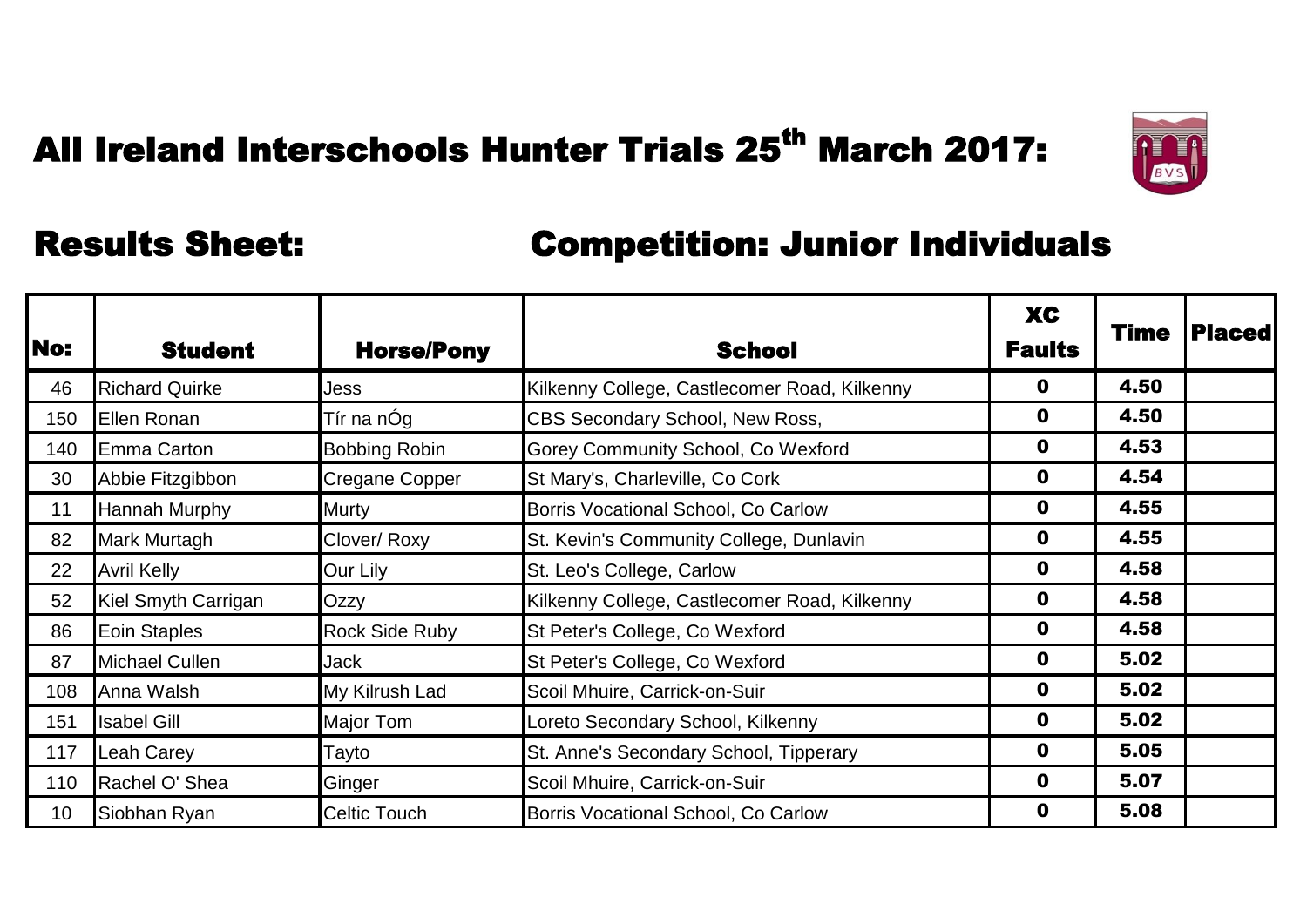# All Ireland Interschools Hunter Trials 25th March 2017:

## Results Sheet: Competition: Junior Individuals

| No: | Student | Horse/Pony | School | XC Faults | Time | Placed |
|---|---|---|---|---|---|---|
| 46 | Richard Quirke | Jess | Kilkenny College, Castlecomer Road, Kilkenny | 0 | 4.50 | |
| 150 | Ellen Ronan | Tír na nÓg | CBS Secondary School, New Ross, | 0 | 4.50 | |
| 140 | Emma Carton | Bobbing Robin | Gorey Community School, Co Wexford | 0 | 4.53 | |
| 30 | Abbie Fitzgibbon | Cregane Copper | St Mary's, Charleville, Co Cork | 0 | 4.54 | |
| 11 | Hannah Murphy | Murty | Borris Vocational School, Co Carlow | 0 | 4.55 | |
| 82 | Mark Murtagh | Clover/ Roxy | St. Kevin's Community College, Dunlavin | 0 | 4.55 | |
| 22 | Avril Kelly | Our Lily | St. Leo's College, Carlow | 0 | 4.58 | |
| 52 | Kiel Smyth Carrigan | Ozzy | Kilkenny College, Castlecomer Road, Kilkenny | 0 | 4.58 | |
| 86 | Eoin Staples | Rock Side Ruby | St Peter's College, Co Wexford | 0 | 4.58 | |
| 87 | Michael Cullen | Jack | St Peter's College, Co Wexford | 0 | 5.02 | |
| 108 | Anna Walsh | My Kilrush Lad | Scoil Mhuire, Carrick-on-Suir | 0 | 5.02 | |
| 151 | Isabel Gill | Major Tom | Loreto Secondary School, Kilkenny | 0 | 5.02 | |
| 117 | Leah Carey | Tayto | St. Anne's Secondary School, Tipperary | 0 | 5.05 | |
| 110 | Rachel O' Shea | Ginger | Scoil Mhuire, Carrick-on-Suir | 0 | 5.07 | |
| 10 | Siobhan Ryan | Celtic Touch | Borris Vocational School, Co Carlow | 0 | 5.08 | |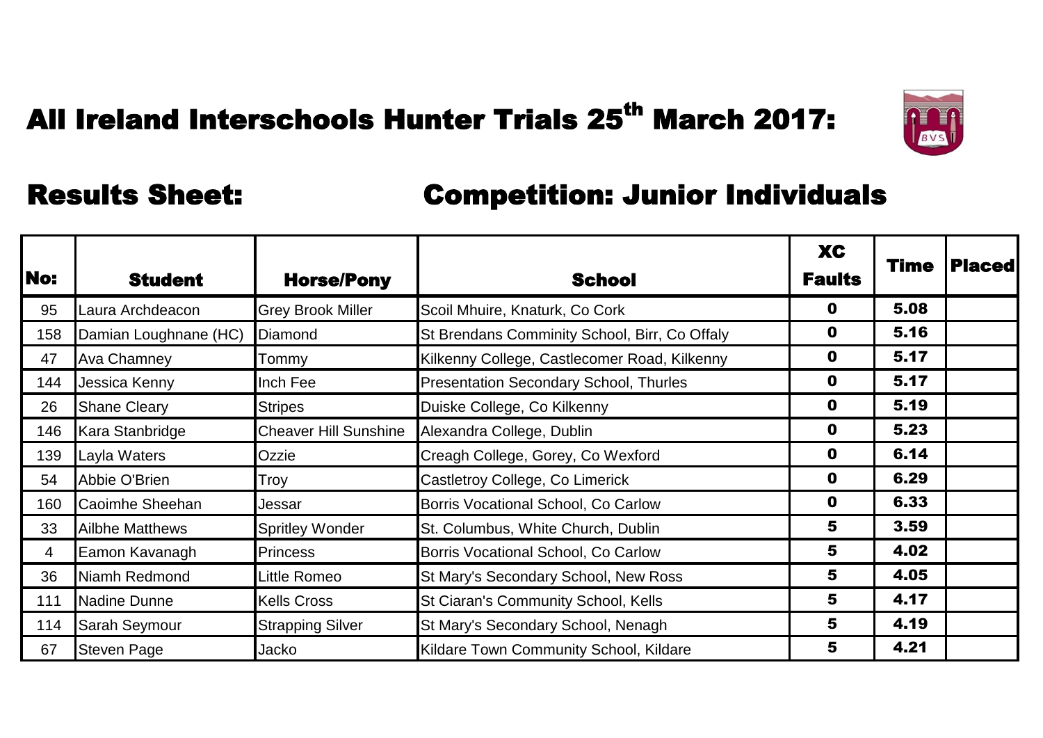# All Ireland Interschools Hunter Trials 25th March 2017:

## Results Sheet: Competition: Junior Individuals

| No: | Student | Horse/Pony | School | XC Faults | Time | Placed |
|---|---|---|---|---|---|---|
| 95 | Laura Archdeacon | Grey Brook Miller | Scoil Mhuire, Knaturk, Co Cork | 0 | 5.08 | |
| 158 | Damian Loughnane (HC) | Diamond | St Brendans Comminity School, Birr, Co Offaly | 0 | 5.16 | |
| 47 | Ava Chamney | Tommy | Kilkenny College, Castlecomer Road, Kilkenny | 0 | 5.17 | |
| 144 | Jessica Kenny | Inch Fee | Presentation Secondary School, Thurles | 0 | 5.17 | |
| 26 | Shane Cleary | Stripes | Duiske College, Co Kilkenny | 0 | 5.19 | |
| 146 | Kara Stanbridge | Cheaver Hill Sunshine | Alexandra College, Dublin | 0 | 5.23 | |
| 139 | Layla Waters | Ozzie | Creagh College, Gorey, Co Wexford | 0 | 6.14 | |
| 54 | Abbie O'Brien | Troy | Castletroy College, Co Limerick | 0 | 6.29 | |
| 160 | Caoimhe Sheehan | Jessar | Borris Vocational School, Co Carlow | 0 | 6.33 | |
| 33 | Ailbhe Matthews | Spritley Wonder | St. Columbus, White Church, Dublin | 5 | 3.59 | |
| 4 | Eamon Kavanagh | Princess | Borris Vocational School, Co Carlow | 5 | 4.02 | |
| 36 | Niamh Redmond | Little Romeo | St Mary's Secondary School, New Ross | 5 | 4.05 | |
| 111 | Nadine Dunne | Kells Cross | St Ciaran's Community School, Kells | 5 | 4.17 | |
| 114 | Sarah Seymour | Strapping Silver | St Mary's Secondary School, Nenagh | 5 | 4.19 | |
| 67 | Steven Page | Jacko | Kildare Town Community School, Kildare | 5 | 4.21 | |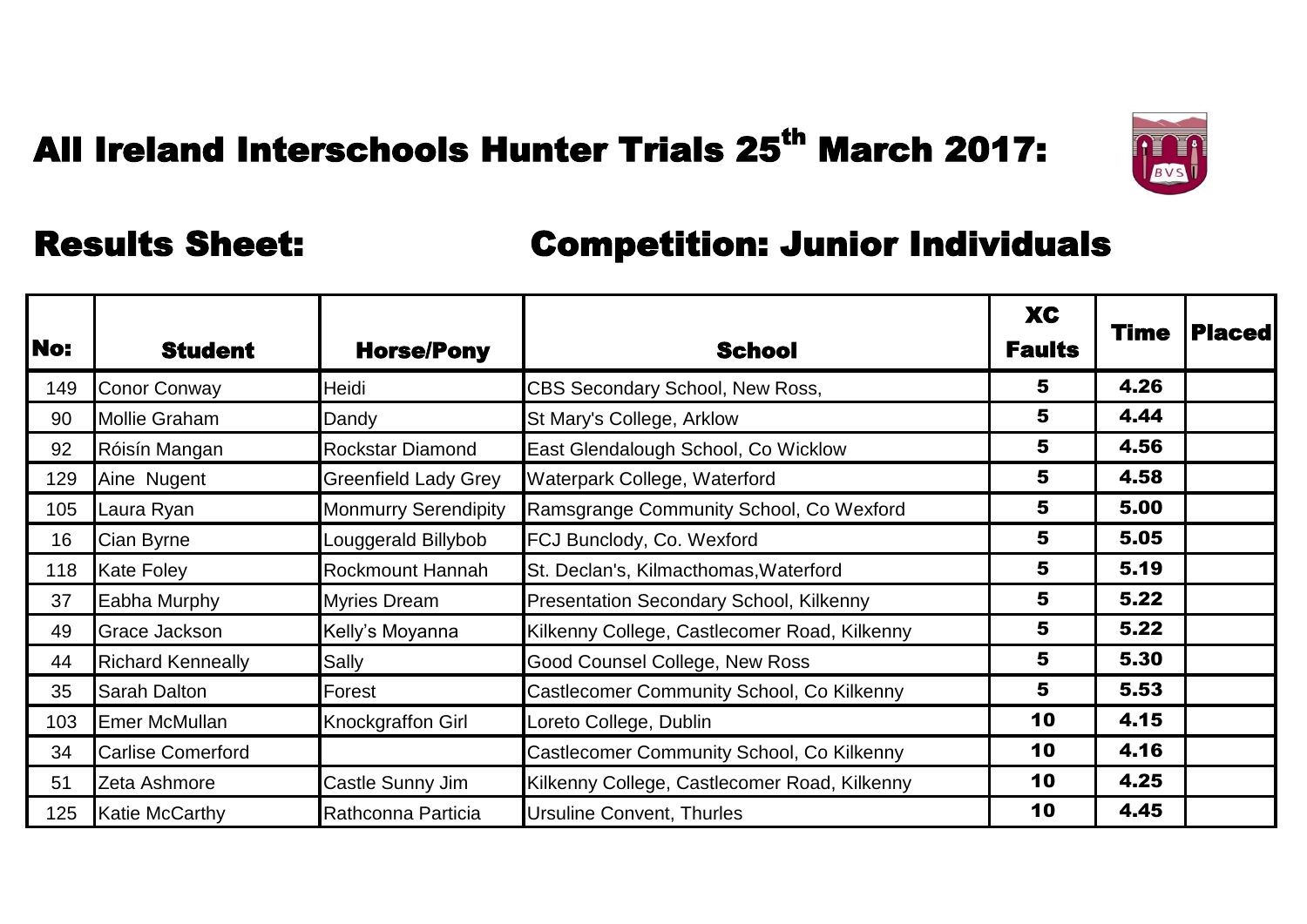# All Ireland Interschools Hunter Trials 25th March 2017:

## Results Sheet: Competition: Junior Individuals

| No: | Student | Horse/Pony | School | XC Faults | Time | Placed |
|---|---|---|---|---|---|---|
| 149 | Conor Conway | Heidi | CBS Secondary School, New Ross, | 5 | 4.26 | |
| 90 | Mollie Graham | Dandy | St Mary's College, Arklow | 5 | 4.44 | |
| 92 | Róisín Mangan | Rockstar Diamond | East Glendalough School, Co Wicklow | 5 | 4.56 | |
| 129 | Aine Nugent | Greenfield Lady Grey | Waterpark College, Waterford | 5 | 4.58 | |
| 105 | Laura Ryan | Monmurry Serendipity | Ramsgrange Community School, Co Wexford | 5 | 5.00 | |
| 16 | Cian Byrne | Louggerald Billybob | FCJ Bunclody, Co. Wexford | 5 | 5.05 | |
| 118 | Kate Foley | Rockmount Hannah | St. Declan's, Kilmacthomas,Waterford | 5 | 5.19 | |
| 37 | Eabha Murphy | Myries Dream | Presentation Secondary School, Kilkenny | 5 | 5.22 | |
| 49 | Grace Jackson | Kelly's Moyanna | Kilkenny College, Castlecomer Road, Kilkenny | 5 | 5.22 | |
| 44 | Richard Kenneally | Sally | Good Counsel College, New Ross | 5 | 5.30 | |
| 35 | Sarah Dalton | Forest | Castlecomer Community School, Co Kilkenny | 5 | 5.53 | |
| 103 | Emer McMullan | Knockgraffon Girl | Loreto College, Dublin | 10 | 4.15 | |
| 34 | Carlise Comerford | | Castlecomer Community School, Co Kilkenny | 10 | 4.16 | |
| 51 | Zeta Ashmore | Castle Sunny Jim | Kilkenny College, Castlecomer Road, Kilkenny | 10 | 4.25 | |
| 125 | Katie McCarthy | Rathconna Particia | Ursuline Convent, Thurles | 10 | 4.45 | |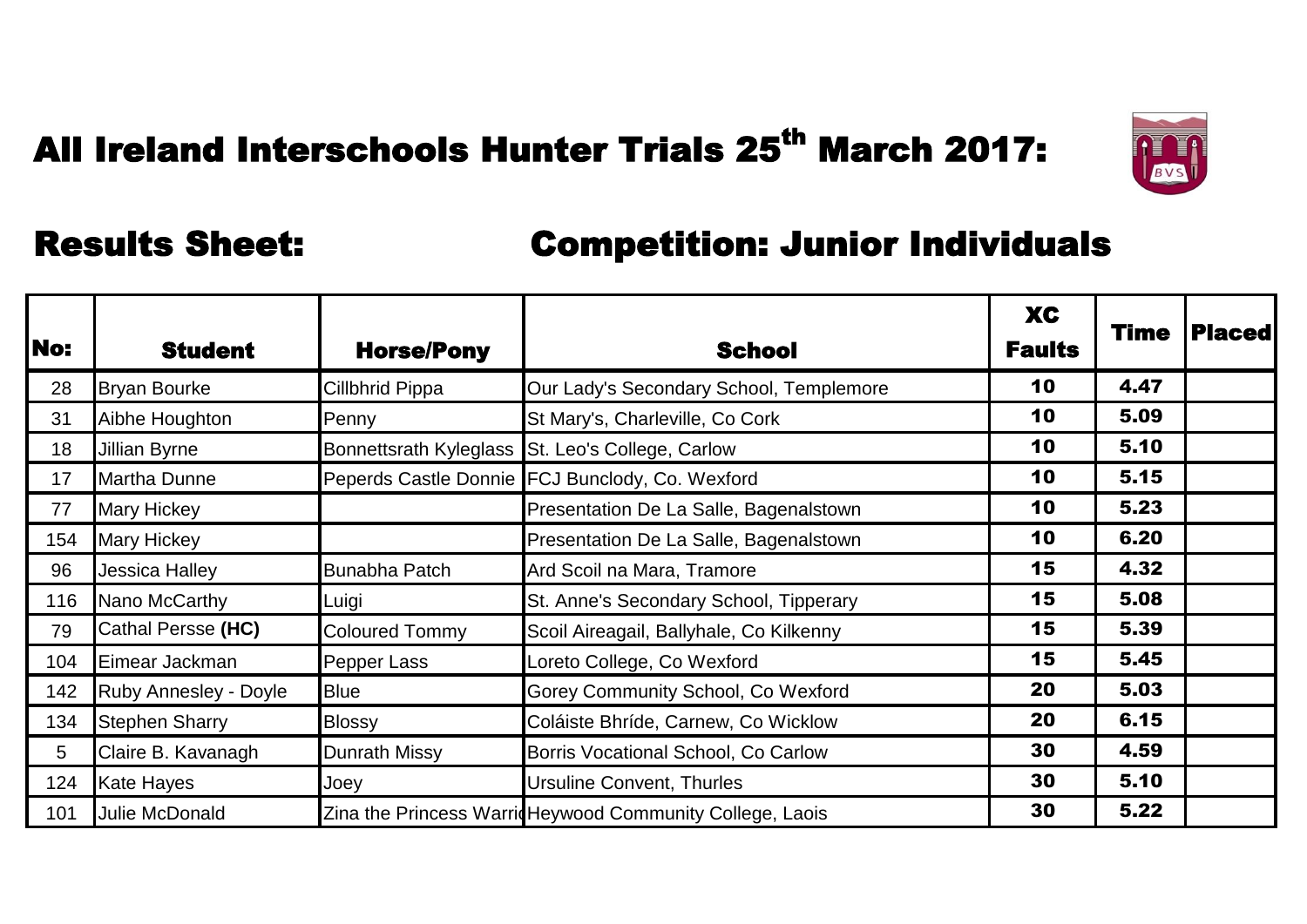# All Ireland Interschools Hunter Trials 25th March 2017:

## Results Sheet: Competition: Junior Individuals

| No: | Student | Horse/Pony | School | XC Faults | Time | Placed |
|---|---|---|---|---|---|---|
| 28 | Bryan Bourke | Cillbhrid Pippa | Our Lady's Secondary School, Templemore | 10 | 4.47 | |
| 31 | Aibhe Houghton | Penny | St Mary's, Charleville, Co Cork | 10 | 5.09 | |
| 18 | Jillian Byrne | Bonnettsrath Kyleglass | St. Leo's College, Carlow | 10 | 5.10 | |
| 17 | Martha Dunne | Peperds Castle Donnie | FCJ Bunclody, Co. Wexford | 10 | 5.15 | |
| 77 | Mary Hickey | | Presentation De La Salle, Bagenalstown | 10 | 5.23 | |
| 154 | Mary Hickey | | Presentation De La Salle, Bagenalstown | 10 | 6.20 | |
| 96 | Jessica Halley | Bunabha Patch | Ard Scoil na Mara, Tramore | 15 | 4.32 | |
| 116 | Nano McCarthy | Luigi | St. Anne's Secondary School, Tipperary | 15 | 5.08 | |
| 79 | Cathal Persse **(HC)** | Coloured Tommy | Scoil Aireagail, Ballyhale, Co Kilkenny | 15 | 5.39 | |
| 104 | Eimear Jackman | Pepper Lass | Loreto College, Co Wexford | 15 | 5.45 | |
| 142 | Ruby Annesley - Doyle | Blue | Gorey Community School, Co Wexford | 20 | 5.03 | |
| 134 | Stephen Sharry | Blossy | Coláiste Bhríde, Carnew, Co Wicklow | 20 | 6.15 | |
| 5 | Claire B. Kavanagh | Dunrath Missy | Borris Vocational School, Co Carlow | 30 | 4.59 | |
| 124 | Kate Hayes | Joey | Ursuline Convent, Thurles | 30 | 5.10 | |
| 101 | Julie McDonald | Zina the Princess Warri | Heywood Community College, Laois | 30 | 5.22 | |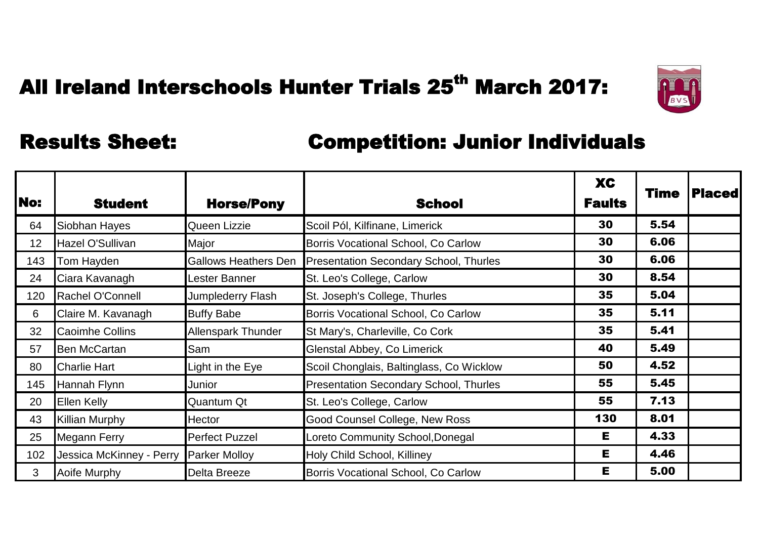# All Ireland Interschools Hunter Trials 25th March 2017:

## Results Sheet: Competition: Junior Individuals

| No: | Student | Horse/Pony | School | XC Faults | Time | Placed |
|---|---|---|---|---|---|---|
| 64 | Siobhan Hayes | Queen Lizzie | Scoil Pól, Kilfinane, Limerick | 30 | 5.54 | |
| 12 | Hazel O'Sullivan | Major | Borris Vocational School, Co Carlow | 30 | 6.06 | |
| 143 | Tom Hayden | Gallows Heathers Den | Presentation Secondary School, Thurles | 30 | 6.06 | |
| 24 | Ciara Kavanagh | Lester Banner | St. Leo's College, Carlow | 30 | 8.54 | |
| 120 | Rachel O'Connell | Jumplederry Flash | St. Joseph's College, Thurles | 35 | 5.04 | |
| 6 | Claire M. Kavanagh | Buffy Babe | Borris Vocational School, Co Carlow | 35 | 5.11 | |
| 32 | Caoimhe Collins | Allenspark Thunder | St Mary's, Charleville, Co Cork | 35 | 5.41 | |
| 57 | Ben McCartan | Sam | Glenstal Abbey, Co Limerick | 40 | 5.49 | |
| 80 | Charlie Hart | Light in the Eye | Scoil Chonglais, Baltinglass, Co Wicklow | 50 | 4.52 | |
| 145 | Hannah Flynn | Junior | Presentation Secondary School, Thurles | 55 | 5.45 | |
| 20 | Ellen Kelly | Quantum Qt | St. Leo's College, Carlow | 55 | 7.13 | |
| 43 | Killian Murphy | Hector | Good Counsel College, New Ross | 130 | 8.01 | |
| 25 | Megann Ferry | Perfect Puzzel | Loreto Community School,Donegal | E | 4.33 | |
| 102 | Jessica McKinney - Perry | Parker Molloy | Holy Child School, Killiney | E | 4.46 | |
| 3 | Aoife Murphy | Delta Breeze | Borris Vocational School, Co Carlow | E | 5.00 | |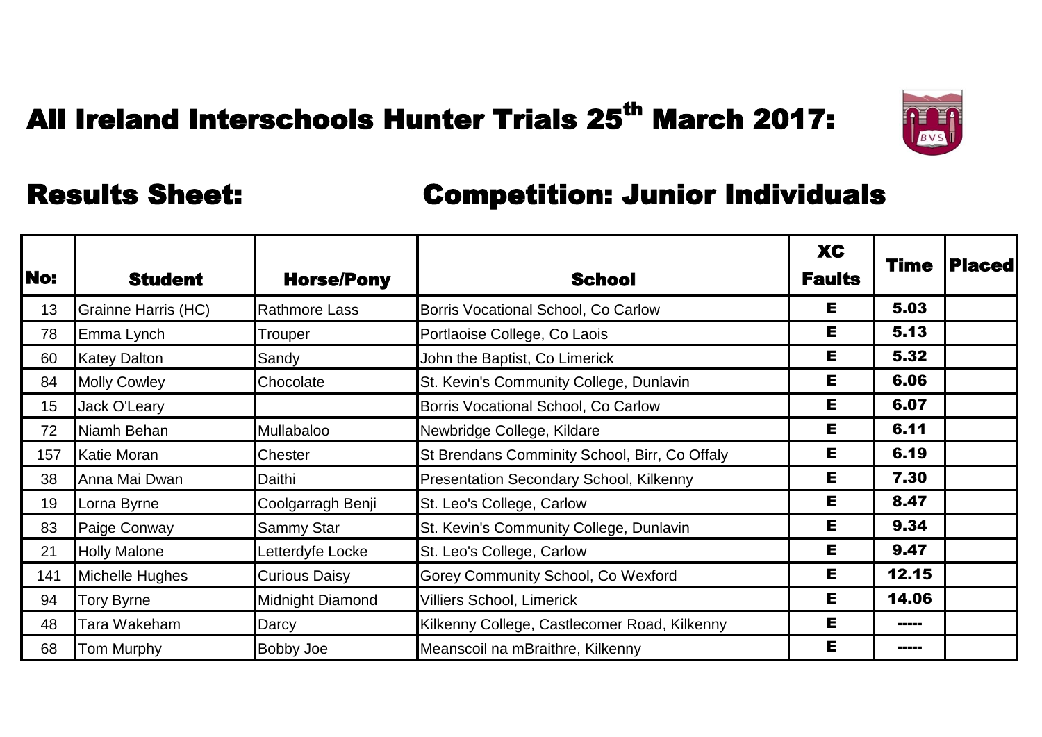# All Ireland Interschools Hunter Trials 25th March 2017:

## Results Sheet: Competition: Junior Individuals

| No: | Student | Horse/Pony | School | XC Faults | Time | Placed |
|---|---|---|---|---|---|---|
| 13 | Grainne Harris (HC) | Rathmore Lass | Borris Vocational School, Co Carlow | E | 5.03 | |
| 78 | Emma Lynch | Trouper | Portlaoise College, Co Laois | E | 5.13 | |
| 60 | Katey Dalton | Sandy | John the Baptist, Co Limerick | E | 5.32 | |
| 84 | Molly Cowley | Chocolate | St. Kevin's Community College, Dunlavin | E | 6.06 | |
| 15 | Jack O'Leary | | Borris Vocational School, Co Carlow | E | 6.07 | |
| 72 | Niamh Behan | Mullabaloo | Newbridge College, Kildare | E | 6.11 | |
| 157 | Katie Moran | Chester | St Brendans Comminity School, Birr, Co Offaly | E | 6.19 | |
| 38 | Anna Mai Dwan | Daithi | Presentation Secondary School, Kilkenny | E | 7.30 | |
| 19 | Lorna Byrne | Coolgarragh Benji | St. Leo's College, Carlow | E | 8.47 | |
| 83 | Paige Conway | Sammy Star | St. Kevin's Community College, Dunlavin | E | 9.34 | |
| 21 | Holly Malone | Letterdyfe Locke | St. Leo's College, Carlow | E | 9.47 | |
| 141 | Michelle Hughes | Curious Daisy | Gorey Community School, Co Wexford | E | 12.15 | |
| 94 | Tory Byrne | Midnight Diamond | Villiers School, Limerick | E | 14.06 | |
| 48 | Tara Wakeham | Darcy | Kilkenny College, Castlecomer Road, Kilkenny | E | ----- | |
| 68 | Tom Murphy | Bobby Joe | Meanscoil na mBraithre, Kilkenny | E | ----- | |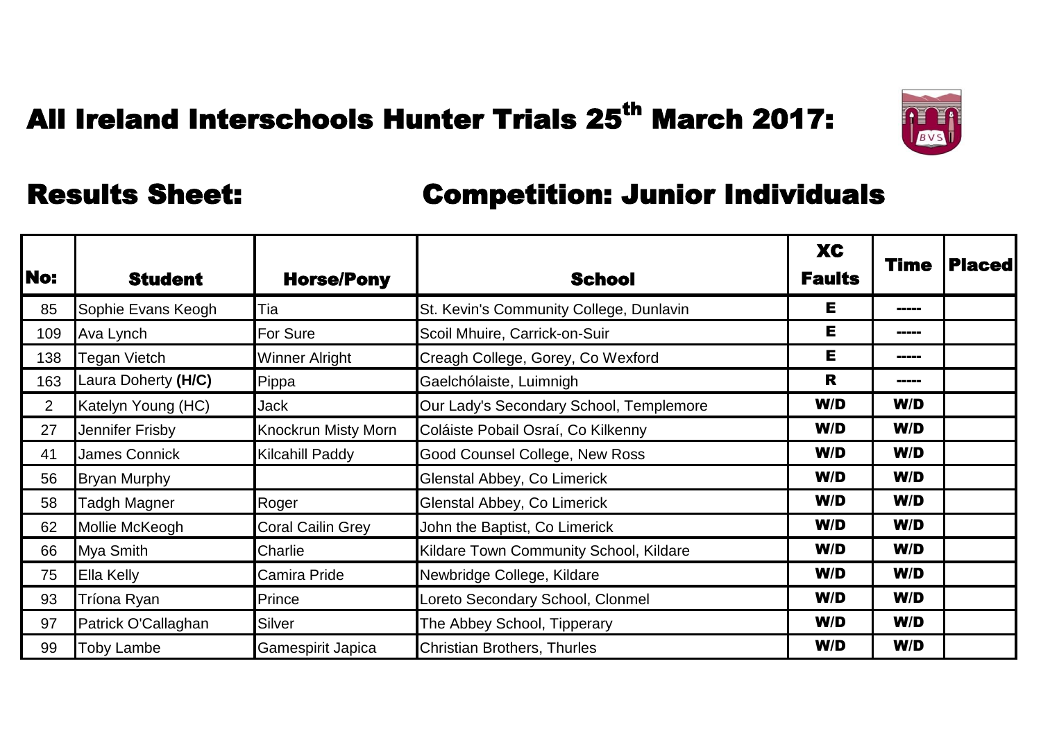# All Ireland Interschools Hunter Trials 25th March 2017:

## Results Sheet: Competition: Junior Individuals

| No: | Student | Horse/Pony | School | XC Faults | Time | Placed |
|---|---|---|---|---|---|---|
| 85 | Sophie Evans Keogh | Tia | St. Kevin's Community College, Dunlavin | E | ----- | |
| 109 | Ava Lynch | For Sure | Scoil Mhuire, Carrick-on-Suir | E | ----- | |
| 138 | Tegan Vietch | Winner Alright | Creagh College, Gorey, Co Wexford | E | ----- | |
| 163 | Laura Doherty **(H/C)** | Pippa | Gaelchólaiste, Luimnigh | R | ----- | |
| 2 | Katelyn Young (HC) | Jack | Our Lady's Secondary School, Templemore | W/D | W/D | |
| 27 | Jennifer Frisby | Knockrun Misty Morn | Coláiste Pobail Osraí, Co Kilkenny | W/D | W/D | |
| 41 | James Connick | Kilcahill Paddy | Good Counsel College, New Ross | W/D | W/D | |
| 56 | Bryan Murphy | | Glenstal Abbey, Co Limerick | W/D | W/D | |
| 58 | Tadgh Magner | Roger | Glenstal Abbey, Co Limerick | W/D | W/D | |
| 62 | Mollie McKeogh | Coral Cailin Grey | John the Baptist, Co Limerick | W/D | W/D | |
| 66 | Mya Smith | Charlie | Kildare Town Community School, Kildare | W/D | W/D | |
| 75 | Ella Kelly | Camira Pride | Newbridge College, Kildare | W/D | W/D | |
| 93 | Tríona Ryan | Prince | Loreto Secondary School, Clonmel | W/D | W/D | |
| 97 | Patrick O'Callaghan | Silver | The Abbey School, Tipperary | W/D | W/D | |
| 99 | Toby Lambe | Gamespirit Japica | Christian Brothers, Thurles | W/D | W/D | |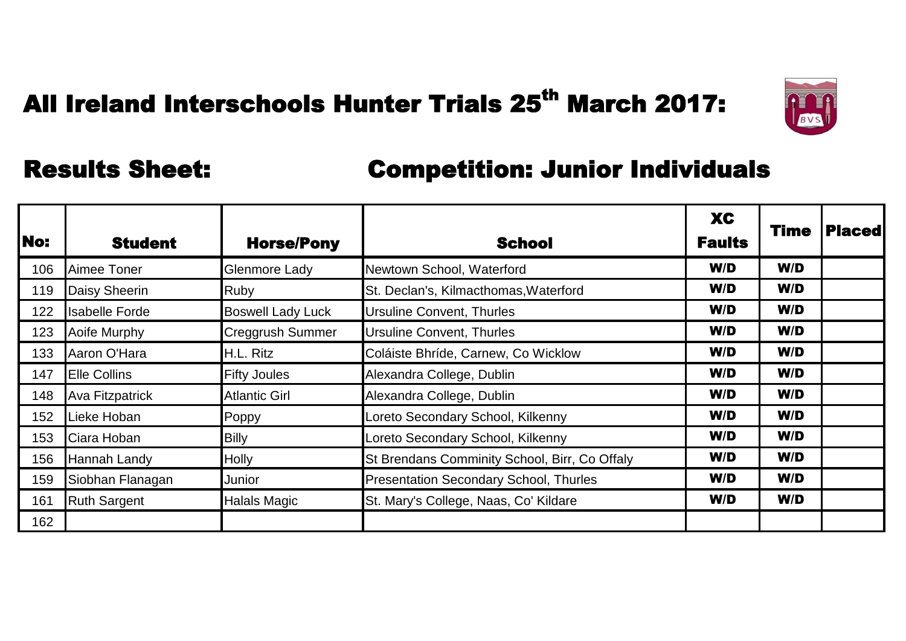# All Ireland Interschools Hunter Trials 25th March 2017:

## Results Sheet: Competition: Junior Individuals

| No: | Student | Horse/Pony | School | XC Faults | Time | Placed |
|---|---|---|---|---|---|---|
| 106 | Aimee Toner | Glenmore Lady | Newtown School, Waterford | W/D | W/D | |
| 119 | Daisy Sheerin | Ruby | St. Declan's, Kilmacthomas,Waterford | W/D | W/D | |
| 122 | Isabelle Forde | Boswell Lady Luck | Ursuline Convent, Thurles | W/D | W/D | |
| 123 | Aoife Murphy | Creggrush Summer | Ursuline Convent, Thurles | W/D | W/D | |
| 133 | Aaron O'Hara | H.L. Ritz | Coláiste Bhríde, Carnew, Co Wicklow | W/D | W/D | |
| 147 | Elle Collins | Fifty Joules | Alexandra College, Dublin | W/D | W/D | |
| 148 | Ava Fitzpatrick | Atlantic Girl | Alexandra College, Dublin | W/D | W/D | |
| 152 | Lieke Hoban | Poppy | Loreto Secondary School, Kilkenny | W/D | W/D | |
| 153 | Ciara Hoban | Billy | Loreto Secondary School, Kilkenny | W/D | W/D | |
| 156 | Hannah Landy | Holly | St Brendans Comminity School, Birr, Co Offaly | W/D | W/D | |
| 159 | Siobhan Flanagan | Junior | Presentation Secondary School, Thurles | W/D | W/D | |
| 161 | Ruth Sargent | Halals Magic | St. Mary's College, Naas, Co' Kildare | W/D | W/D | |
| 162 | | | | | | |